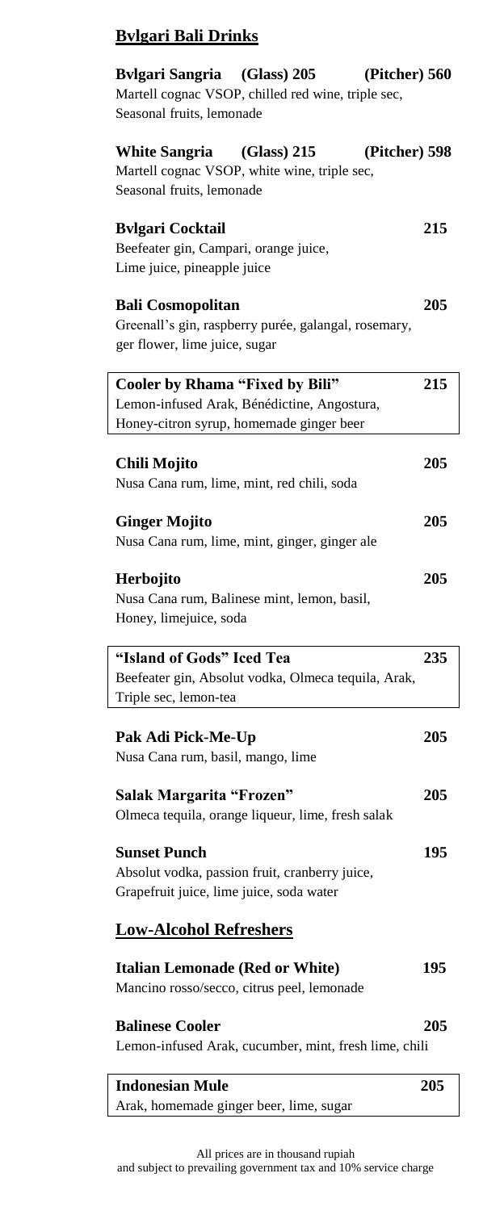## Bvlgari Bali Drinks

**Bvlgari Sangria (Glass) 205 (Pitcher) 560**
Martell cognac VSOP, chilled red wine, triple sec,
Seasonal fruits, lemonade

**White Sangria (Glass) 215 (Pitcher) 598**
Martell cognac VSOP, white wine, triple sec,
Seasonal fruits, lemonade

**Bvlgari Cocktail 215**
Beefeater gin, Campari, orange juice,
Lime juice, pineapple juice

**Bali Cosmopolitan 205**
Greenall's gin, raspberry purée, galangal, rosemary,
ger flower, lime juice, sugar

**Cooler by Rhama "Fixed by Bili" 215**
Lemon-infused Arak, Bénédictine, Angostura,
Honey-citron syrup, homemade ginger beer

**Chili Mojito 205**
Nusa Cana rum, lime, mint, red chili, soda

**Ginger Mojito 205**
Nusa Cana rum, lime, mint, ginger, ginger ale

**Herbojito 205**
Nusa Cana rum, Balinese mint, lemon, basil,
Honey, limejuice, soda

**"Island of Gods" Iced Tea 235**
Beefeater gin, Absolut vodka, Olmeca tequila, Arak,
Triple sec, lemon-tea

**Pak Adi Pick-Me-Up 205**
Nusa Cana rum, basil, mango, lime

**Salak Margarita "Frozen" 205**
Olmeca tequila, orange liqueur, lime, fresh salak

**Sunset Punch 195**
Absolut vodka, passion fruit, cranberry juice,
Grapefruit juice, lime juice, soda water

## Low-Alcohol Refreshers

**Italian Lemonade (Red or White) 195**
Mancino rosso/secco, citrus peel, lemonade

**Balinese Cooler 205**
Lemon-infused Arak, cucumber, mint, fresh lime, chili

**Indonesian Mule 205**
Arak, homemade ginger beer, lime, sugar

All prices are in thousand rupiah
and subject to prevailing government tax and 10% service charge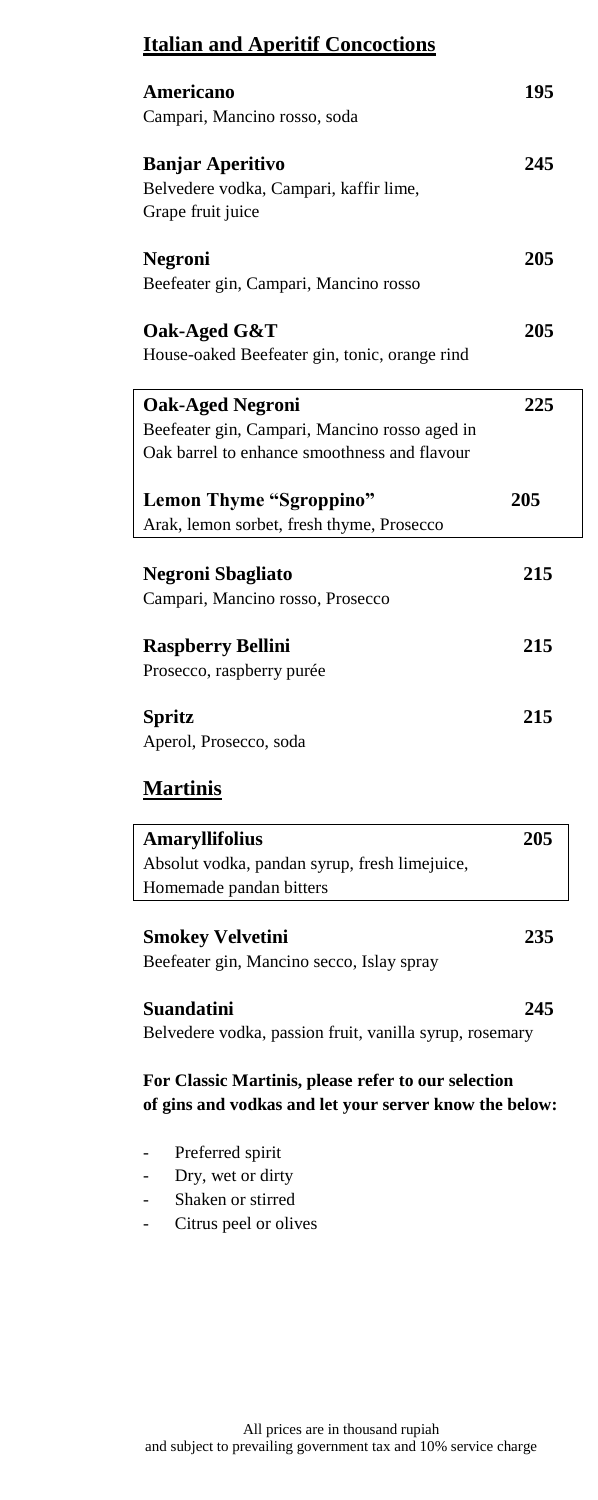## Italian and Aperitif Concoctions

**Americano** **195**
Campari, Mancino rosso, soda

**Banjar Aperitivo** **245**
Belvedere vodka, Campari, kaffir lime,
Grape fruit juice

**Negroni** **205**
Beefeater gin, Campari, Mancino rosso

**Oak-Aged G&T** **205**
House-oaked Beefeater gin, tonic, orange rind

**Oak-Aged Negroni** **225**
Beefeater gin, Campari, Mancino rosso aged in
Oak barrel to enhance smoothness and flavour

**Lemon Thyme "Sgroppino"** **205**
Arak, lemon sorbet, fresh thyme, Prosecco

**Negroni Sbagliato** **215**
Campari, Mancino rosso, Prosecco

**Raspberry Bellini** **215**
Prosecco, raspberry purée

**Spritz** **215**
Aperol, Prosecco, soda

## Martinis

**Amaryllifolius** **205**
Absolut vodka, pandan syrup, fresh limejuice,
Homemade pandan bitters

**Smokey Velvetini** **235**
Beefeater gin, Mancino secco, Islay spray

**Suandatini** **245**
Belvedere vodka, passion fruit, vanilla syrup, rosemary

**For Classic Martinis, please refer to our selection of gins and vodkas and let your server know the below:**

- Preferred spirit
- Dry, wet or dirty
- Shaken or stirred
- Citrus peel or olives

All prices are in thousand rupiah
and subject to prevailing government tax and 10% service charge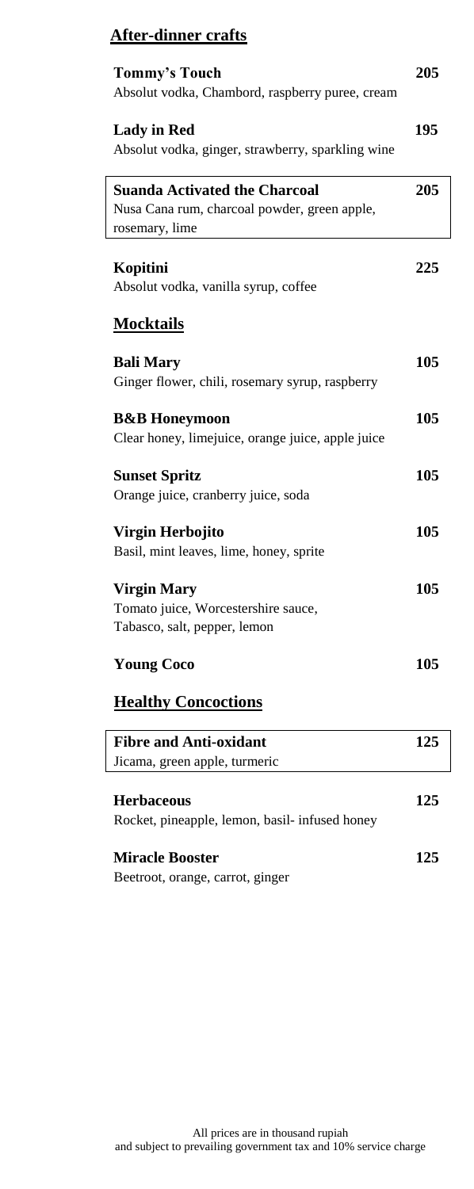## After-dinner crafts

**Tommy's Touch** **205**
Absolut vodka, Chambord, raspberry puree, cream

**Lady in Red** **195**
Absolut vodka, ginger, strawberry, sparkling wine

**Suanda Activated the Charcoal** **205**
Nusa Cana rum, charcoal powder, green apple, rosemary, lime

**Kopitini** **225**
Absolut vodka, vanilla syrup, coffee

## Mocktails

**Bali Mary** **105**
Ginger flower, chili, rosemary syrup, raspberry

**B&B Honeymoon** **105**
Clear honey, limejuice, orange juice, apple juice

**Sunset Spritz** **105**
Orange juice, cranberry juice, soda

**Virgin Herbojito** **105**
Basil, mint leaves, lime, honey, sprite

**Virgin Mary** **105**
Tomato juice, Worcestershire sauce, Tabasco, salt, pepper, lemon

**Young Coco** **105**

## Healthy Concoctions

**Fibre and Anti-oxidant** **125**
Jicama, green apple, turmeric

**Herbaceous** **125**
Rocket, pineapple, lemon, basil- infused honey

**Miracle Booster** **125**
Beetroot, orange, carrot, ginger

All prices are in thousand rupiah
and subject to prevailing government tax and 10% service charge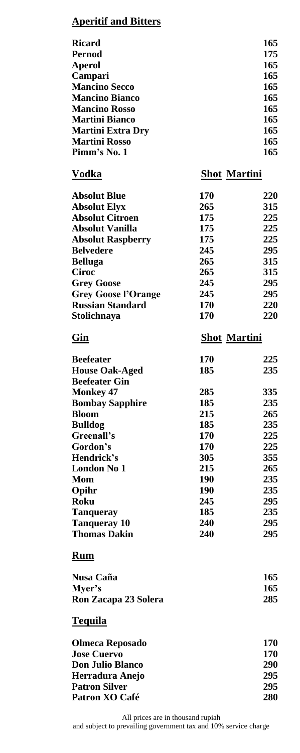## Aperitif and Bitters

| | |
|---|---|
| **Ricard** | **165** |
| **Pernod** | **175** |
| **Aperol** | **165** |
| **Campari** | **165** |
| **Mancino Secco** | **165** |
| **Mancino Bianco** | **165** |
| **Mancino Rosso** | **165** |
| **Martini Bianco** | **165** |
| **Martini Extra Dry** | **165** |
| **Martini Rosso** | **165** |
| **Pimm's No. 1** | **165** |

## Vodka

| | Shot | Martini |
|---|---|---|
| **Absolut Blue** | **170** | **220** |
| **Absolut Elyx** | **265** | **315** |
| **Absolut Citroen** | **175** | **225** |
| **Absolut Vanilla** | **175** | **225** |
| **Absolut Raspberry** | **175** | **225** |
| **Belvedere** | **245** | **295** |
| **Belluga** | **265** | **315** |
| **Ciroc** | **265** | **315** |
| **Grey Goose** | **245** | **295** |
| **Grey Goose l'Orange** | **245** | **295** |
| **Russian Standard** | **170** | **220** |
| **Stolichnaya** | **170** | **220** |

## Gin

| | Shot | Martini |
|---|---|---|
| **Beefeater** | **170** | **225** |
| **House Oak-Aged Beefeater Gin** | **185** | **235** |
| **Monkey 47** | **285** | **335** |
| **Bombay Sapphire** | **185** | **235** |
| **Bloom** | **215** | **265** |
| **Bulldog** | **185** | **235** |
| **Greenall's** | **170** | **225** |
| **Gordon's** | **170** | **225** |
| **Hendrick's** | **305** | **355** |
| **London No 1** | **215** | **265** |
| **Mom** | **190** | **235** |
| **Opihr** | **190** | **235** |
| **Roku** | **245** | **295** |
| **Tanqueray** | **185** | **235** |
| **Tanqueray 10** | **240** | **295** |
| **Thomas Dakin** | **240** | **295** |

## Rum

| | |
|---|---|
| **Nusa Caña** | **165** |
| **Myer's** | **165** |
| **Ron Zacapa 23 Solera** | **285** |

## Tequila

| | |
|---|---|
| **Olmeca Reposado** | **170** |
| **Jose Cuervo** | **170** |
| **Don Julio Blanco** | **290** |
| **Herradura Anejo** | **295** |
| **Patron Silver** | **295** |
| **Patron XO Café** | **280** |

All prices are in thousand rupiah
and subject to prevailing government tax and 10% service charge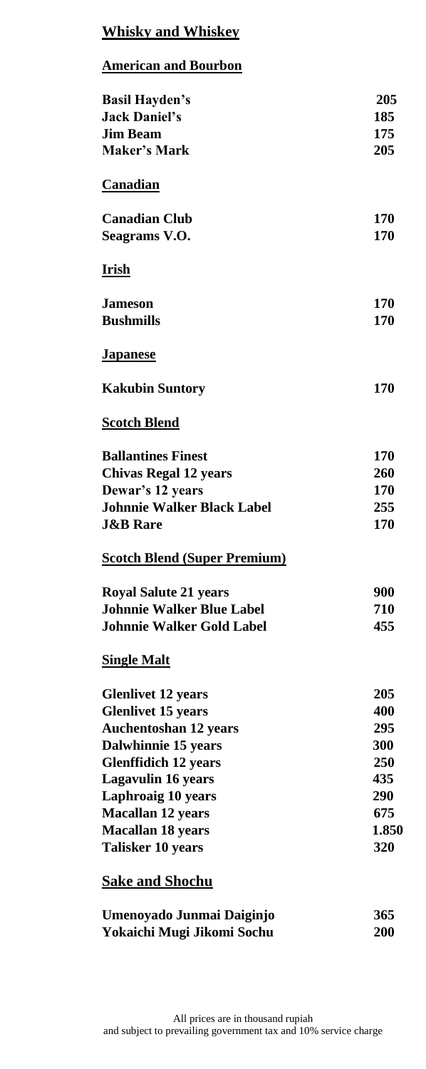## Whisky and Whiskey

### American and Bourbon

| | |
|---|---|
| **Basil Hayden's** | **205** |
| **Jack Daniel's** | **185** |
| **Jim Beam** | **175** |
| **Maker's Mark** | **205** |

### Canadian

| | |
|---|---|
| **Canadian Club** | **170** |
| **Seagrams V.O.** | **170** |

### Irish

| | |
|---|---|
| **Jameson** | **170** |
| **Bushmills** | **170** |

### Japanese

| | |
|---|---|
| **Kakubin Suntory** | **170** |

### Scotch Blend

| | |
|---|---|
| **Ballantines Finest** | **170** |
| **Chivas Regal 12 years** | **260** |
| **Dewar's 12 years** | **170** |
| **Johnnie Walker Black Label** | **255** |
| **J&B Rare** | **170** |

### Scotch Blend (Super Premium)

| | |
|---|---|
| **Royal Salute 21 years** | **900** |
| **Johnnie Walker Blue Label** | **710** |
| **Johnnie Walker Gold Label** | **455** |

### Single Malt

| | |
|---|---|
| **Glenlivet 12 years** | **205** |
| **Glenlivet 15 years** | **400** |
| **Auchentoshan 12 years** | **295** |
| **Dalwhinnie 15 years** | **300** |
| **Glenfidich 12 years** | **250** |
| **Lagavulin 16 years** | **435** |
| **Laphroaig 10 years** | **290** |
| **Macallan 12 years** | **675** |
| **Macallan 18 years** | **1.850** |
| **Talisker 10 years** | **320** |

### Sake and Shochu

| | |
|---|---|
| **Umenoyado Junmai Daiginjo** | **365** |
| **Yokaichi Mugi Jikomi Sochu** | **200** |

All prices are in thousand rupiah
and subject to prevailing government tax and 10% service charge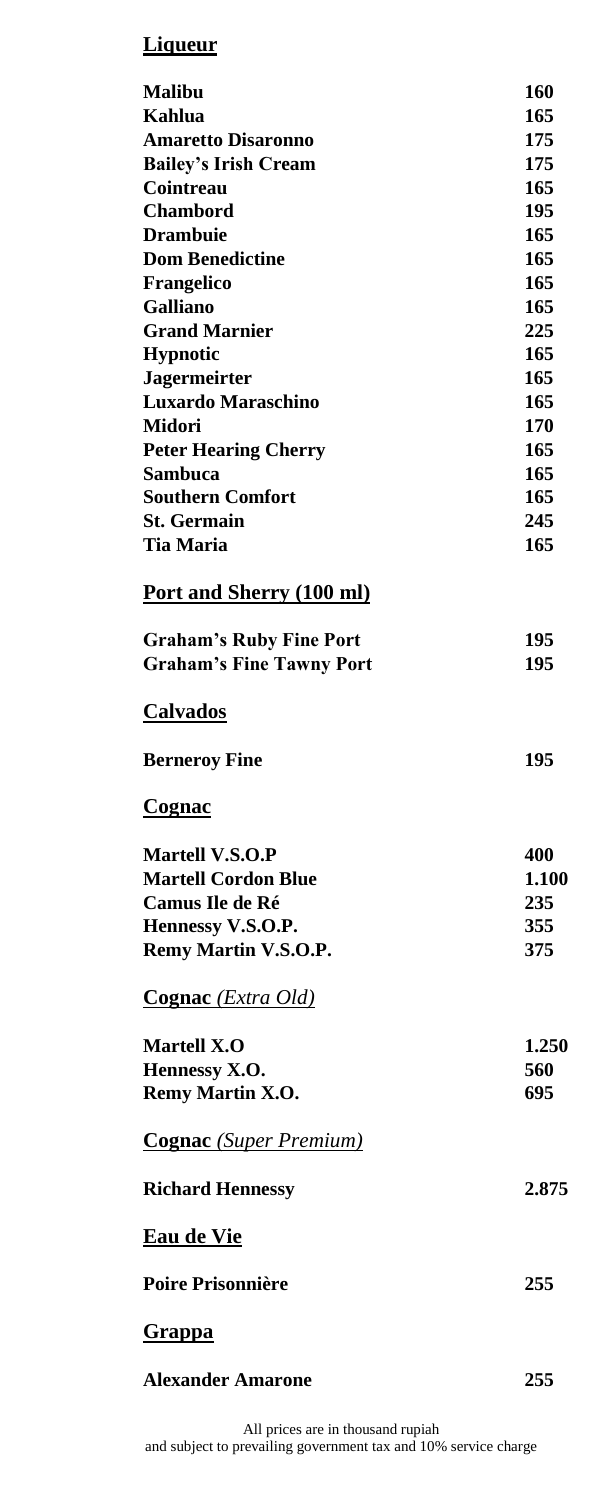## Liqueur

| | |
|---|---|
| **Malibu** | **160** |
| **Kahlua** | **165** |
| **Amaretto Disaronno** | **175** |
| **Bailey's Irish Cream** | **175** |
| **Cointreau** | **165** |
| **Chambord** | **195** |
| **Drambuie** | **165** |
| **Dom Benedictine** | **165** |
| **Frangelico** | **165** |
| **Galliano** | **165** |
| **Grand Marnier** | **225** |
| **Hypnotic** | **165** |
| **Jagermeirter** | **165** |
| **Luxardo Maraschino** | **165** |
| **Midori** | **170** |
| **Peter Hearing Cherry** | **165** |
| **Sambuca** | **165** |
| **Southern Comfort** | **165** |
| **St. Germain** | **245** |
| **Tia Maria** | **165** |

## Port and Sherry (100 ml)

| | |
|---|---|
| **Graham's Ruby Fine Port** | **195** |
| **Graham's Fine Tawny Port** | **195** |

## Calvados

| | |
|---|---|
| **Berneroy Fine** | **195** |

## Cognac

| | |
|---|---|
| **Martell V.S.O.P** | **400** |
| **Martell Cordon Blue** | **1.100** |
| **Camus Ile de Ré** | **235** |
| **Hennessy V.S.O.P.** | **355** |
| **Remy Martin V.S.O.P.** | **375** |

## Cognac *(Extra Old)*

| | |
|---|---|
| **Martell X.O** | **1.250** |
| **Hennessy X.O.** | **560** |
| **Remy Martin X.O.** | **695** |

## Cognac *(Super Premium)*

| | |
|---|---|
| **Richard Hennessy** | **2.875** |

## Eau de Vie

| | |
|---|---|
| **Poire Prisonnière** | **255** |

## Grappa

| | |
|---|---|
| **Alexander Amarone** | **255** |

All prices are in thousand rupiah
and subject to prevailing government tax and 10% service charge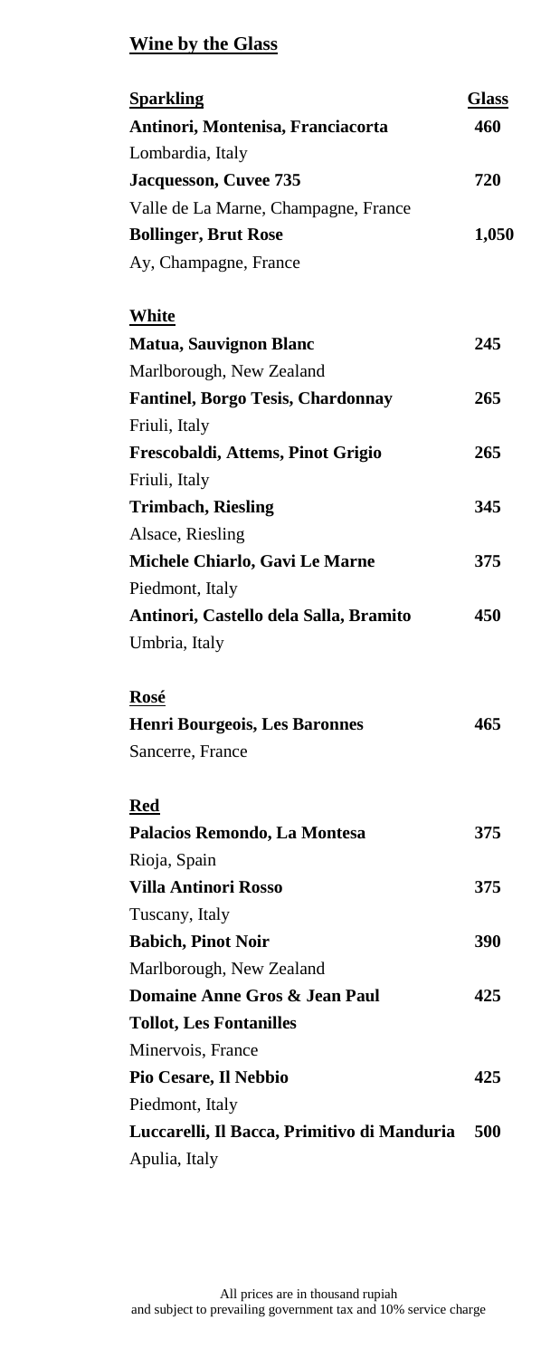## Wine by the Glass

| Sparkling | Glass |
|---|---|
| **Antinori, Montenisa, Franciacorta** | **460** |
| Lombardia, Italy | |
| **Jacquesson, Cuvee 735** | **720** |
| Valle de La Marne, Champagne, France | |
| **Bollinger, Brut Rose** | **1,050** |
| Ay, Champagne, France | |

| White | |
|---|---|
| **Matua, Sauvignon Blanc** | **245** |
| Marlborough, New Zealand | |
| **Fantinel, Borgo Tesis, Chardonnay** | **265** |
| Friuli, Italy | |
| **Frescobaldi, Attems, Pinot Grigio** | **265** |
| Friuli, Italy | |
| **Trimbach, Riesling** | **345** |
| Alsace, Riesling | |
| **Michele Chiarlo, Gavi Le Marne** | **375** |
| Piedmont, Italy | |
| **Antinori, Castello dela Salla, Bramito** | **450** |
| Umbria, Italy | |

| Rosé | |
|---|---|
| **Henri Bourgeois, Les Baronnes** | **465** |
| Sancerre, France | |

| Red | |
|---|---|
| **Palacios Remondo, La Montesa** | **375** |
| Rioja, Spain | |
| **Villa Antinori Rosso** | **375** |
| Tuscany, Italy | |
| **Babich, Pinot Noir** | **390** |
| Marlborough, New Zealand | |
| **Domaine Anne Gros & Jean Paul Tollot, Les Fontanilles** | **425** |
| Minervois, France | |
| **Pio Cesare, Il Nebbio** | **425** |
| Piedmont, Italy | |
| **Luccarelli, Il Bacca, Primitivo di Manduria** | **500** |
| Apulia, Italy | |

All prices are in thousand rupiah
and subject to prevailing government tax and 10% service charge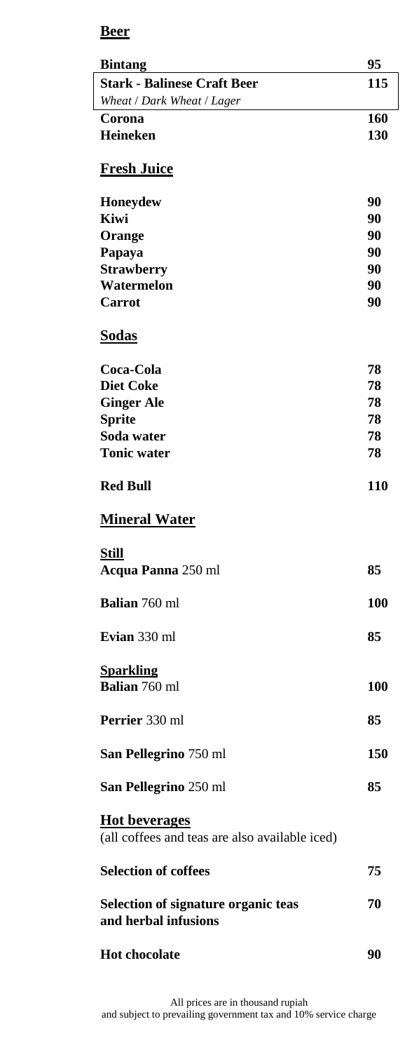## Beer

| | |
|---|---|
| **Bintang** | **95** |
| **Stark - Balinese Craft Beer** | **115** |
| *Wheat / Dark Wheat / Lager* | |
| **Corona** | **160** |
| **Heineken** | **130** |

## Fresh Juice

| | |
|---|---|
| **Honeydew** | **90** |
| **Kiwi** | **90** |
| **Orange** | **90** |
| **Papaya** | **90** |
| **Strawberry** | **90** |
| **Watermelon** | **90** |
| **Carrot** | **90** |

## Sodas

| | |
|---|---|
| **Coca-Cola** | **78** |
| **Diet Coke** | **78** |
| **Ginger Ale** | **78** |
| **Sprite** | **78** |
| **Soda water** | **78** |
| **Tonic water** | **78** |
| **Red Bull** | **110** |

## Mineral Water

**Still**

| | |
|---|---|
| **Acqua Panna** 250 ml | **85** |
| **Balian** 760 ml | **100** |
| **Evian** 330 ml | **85** |

**Sparkling**

| | |
|---|---|
| **Balian** 760 ml | **100** |
| **Perrier** 330 ml | **85** |
| **San Pellegrino** 750 ml | **150** |
| **San Pellegrino** 250 ml | **85** |

## Hot beverages

(all coffees and teas are also available iced)

| | |
|---|---|
| **Selection of coffees** | **75** |
| **Selection of signature organic teas and herbal infusions** | **70** |
| **Hot chocolate** | **90** |

All prices are in thousand rupiah and subject to prevailing government tax and 10% service charge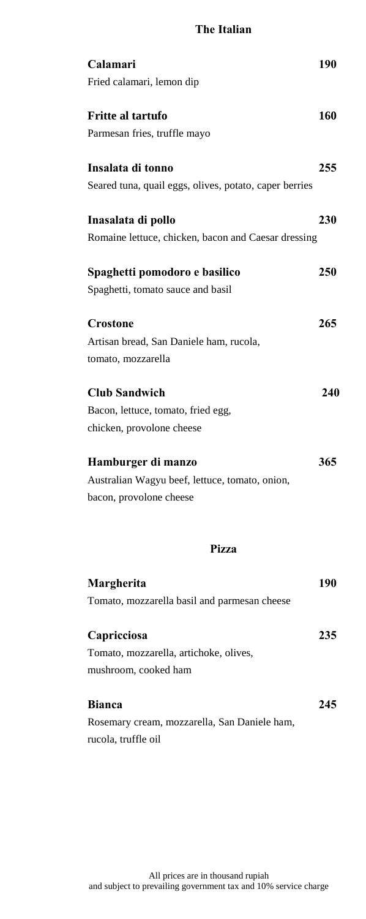# The Italian

**Calamari** **190**
Fried calamari, lemon dip

**Fritte al tartufo** **160**
Parmesan fries, truffle mayo

**Insalata di tonno** **255**
Seared tuna, quail eggs, olives, potato, caper berries

**Inasalata di pollo** **230**
Romaine lettuce, chicken, bacon and Caesar dressing

**Spaghetti pomodoro e basilico** **250**
Spaghetti, tomato sauce and basil

**Crostone** **265**
Artisan bread, San Daniele ham, rucola,
tomato, mozzarella

**Club Sandwich** **240**
Bacon, lettuce, tomato, fried egg,
chicken, provolone cheese

**Hamburger di manzo** **365**
Australian Wagyu beef, lettuce, tomato, onion,
bacon, provolone cheese

## Pizza

**Margherita** **190**
Tomato, mozzarella basil and parmesan cheese

**Capricciosa** **235**
Tomato, mozzarella, artichoke, olives,
mushroom, cooked ham

**Bianca** **245**
Rosemary cream, mozzarella, San Daniele ham,
rucola, truffle oil

All prices are in thousand rupiah
and subject to prevailing government tax and 10% service charge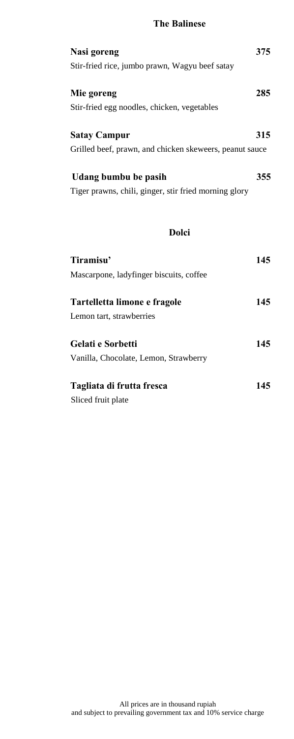## The Balinese

**Nasi goreng** **375**
Stir-fried rice, jumbo prawn, Wagyu beef satay

**Mie goreng** **285**
Stir-fried egg noodles, chicken, vegetables

**Satay Campur** **315**
Grilled beef, prawn, and chicken skewers, peanut sauce

**Udang bumbu be pasih** **355**
Tiger prawns, chili, ginger, stir fried morning glory

## Dolci

**Tiramisu'** **145**
Mascarpone, ladyfinger biscuits, coffee

**Tartelletta limone e fragole** **145**
Lemon tart, strawberries

**Gelati e Sorbetti** **145**
Vanilla, Chocolate, Lemon, Strawberry

**Tagliata di frutta fresca** **145**
Sliced fruit plate

All prices are in thousand rupiah
and subject to prevailing government tax and 10% service charge